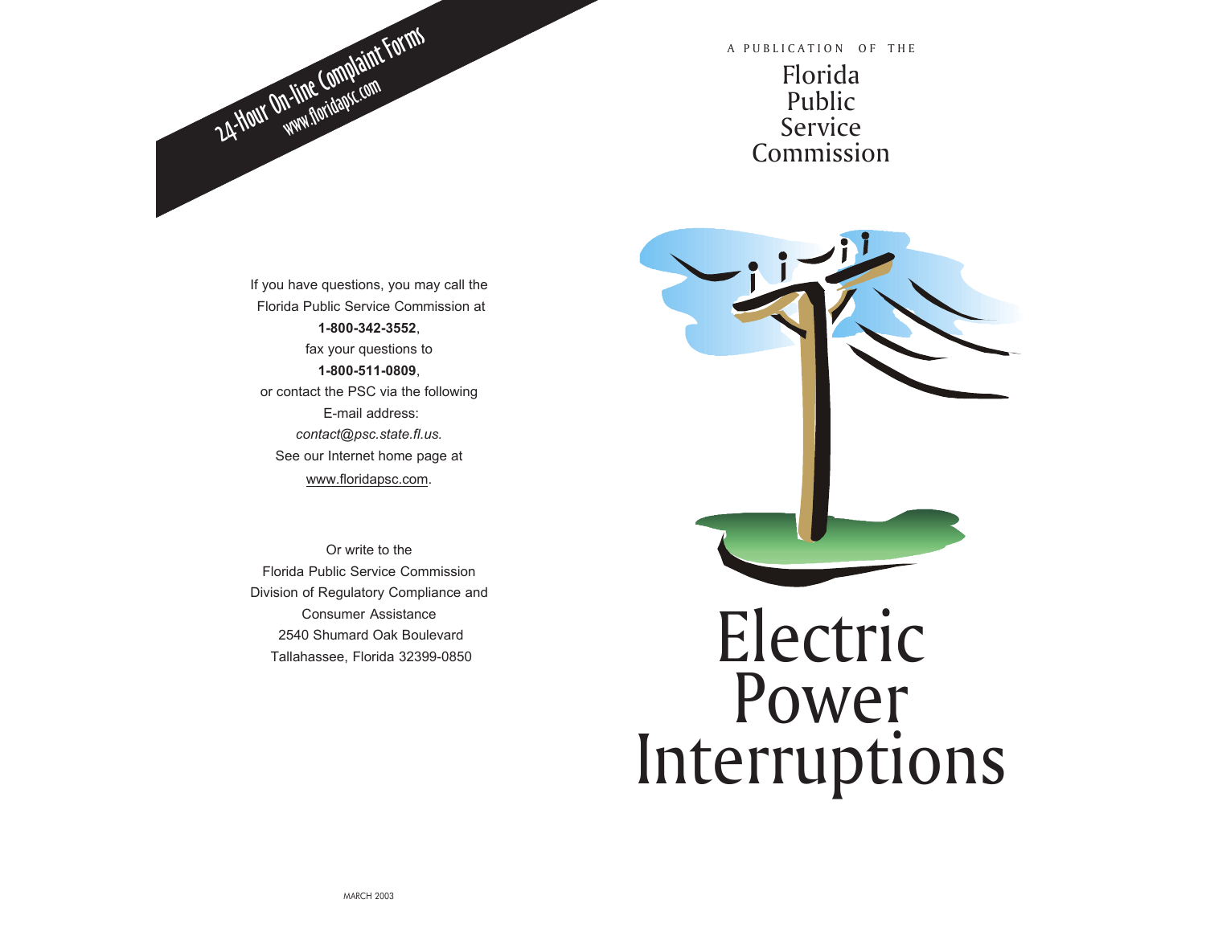24-Hour On-line Complaint Forms
www.floridapsc.com

If you have questions, you may call the Florida Public Service Commission at **1-800-342-3552**, fax your questions to **1-800-511-0809**, or contact the PSC via the following E-mail address: *contact@psc.state.fl.us.* See our Internet home page at www.floridapsc.com.

Or write to the
Florida Public Service Commission
Division of Regulatory Compliance and Consumer Assistance
2540 Shumard Oak Boulevard
Tallahassee, Florida 32399-0850

MARCH 2003

A PUBLICATION OF THE

Florida Public Service Commission

# Electric Power Interruptions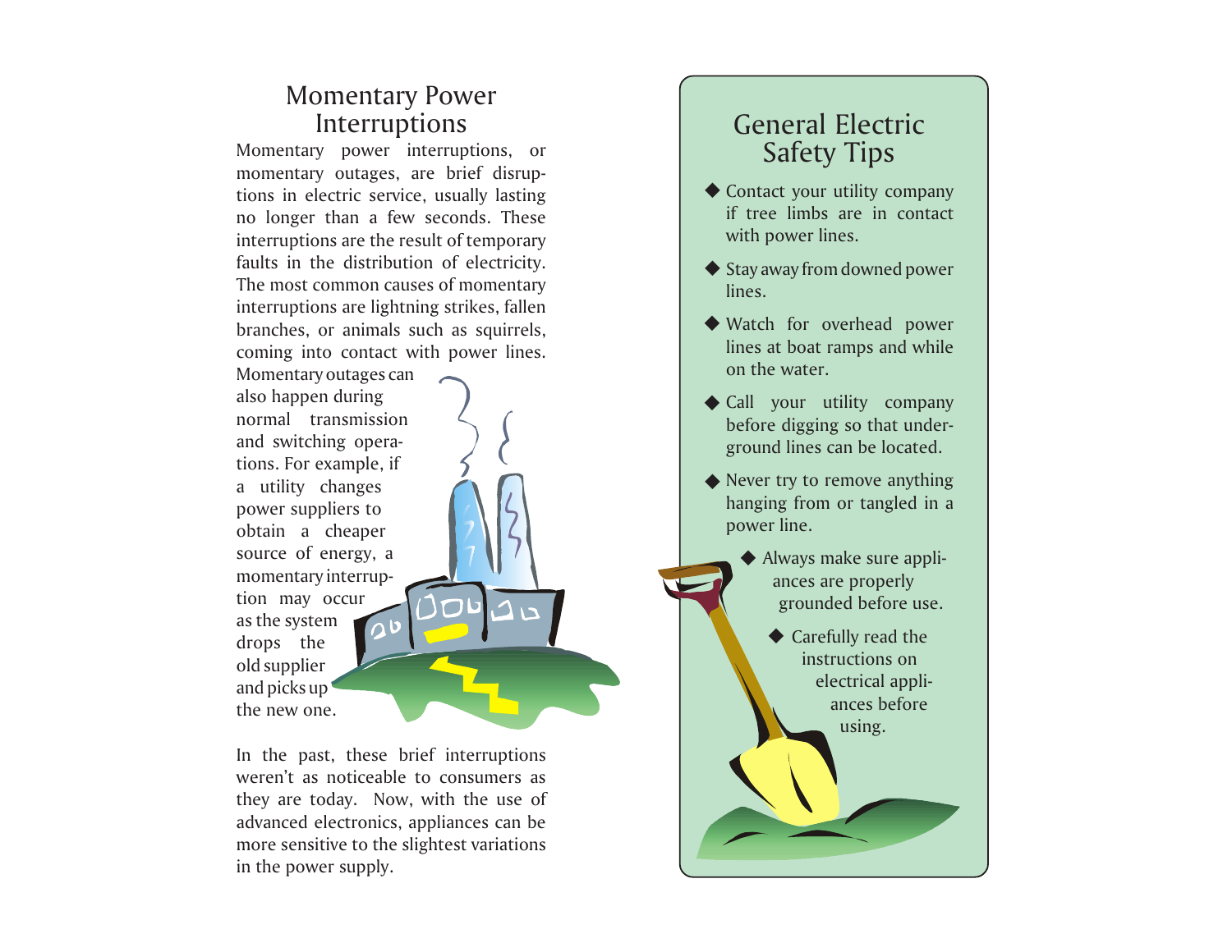## Momentary Power Interruptions

Momentary power interruptions, or momentary outages, are brief disruptions in electric service, usually lasting no longer than a few seconds. These interruptions are the result of temporary faults in the distribution of electricity. The most common causes of momentary interruptions are lightning strikes, fallen branches, or animals such as squirrels, coming into contact with power lines. Momentary outages can also happen during normal transmission and switching operations. For example, if a utility changes power suppliers to obtain a cheaper source of energy, a momentary interruption may occur as the system drops the old supplier and picks up the new one.

In the past, these brief interruptions weren't as noticeable to consumers as they are today. Now, with the use of advanced electronics, appliances can be more sensitive to the slightest variations in the power supply.

## General Electric Safety Tips

- Contact your utility company if tree limbs are in contact with power lines.
- Stay away from downed power lines.
- Watch for overhead power lines at boat ramps and while on the water.
- Call your utility company before digging so that underground lines can be located.
- Never try to remove anything hanging from or tangled in a power line.
- Always make sure appliances are properly grounded before use.
- Carefully read the instructions on electrical appliances before using.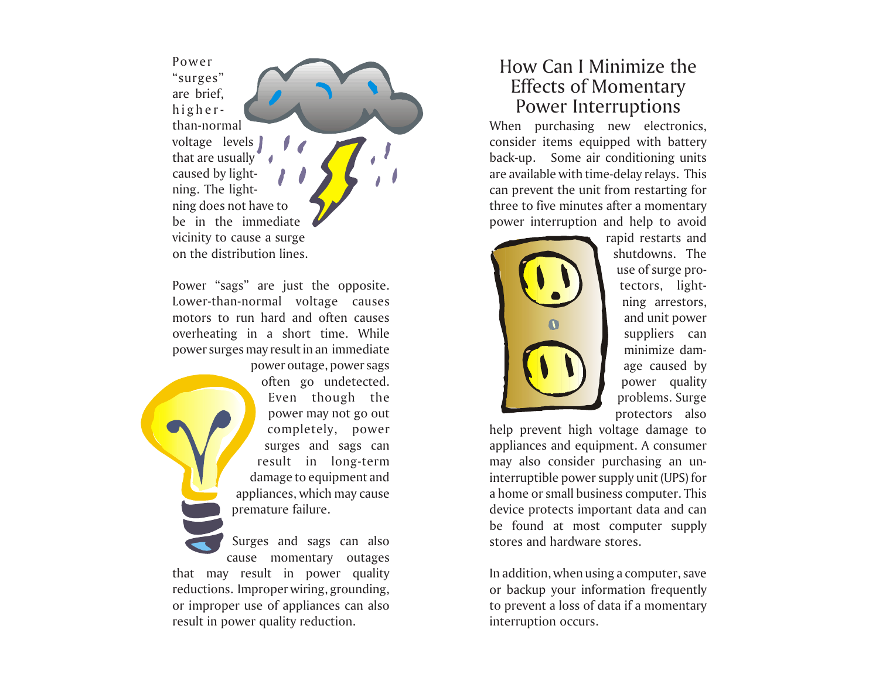Power "surges" are brief, higher-than-normal voltage levels that are usually caused by lightning. The lightning does not have to be in the immediate vicinity to cause a surge on the distribution lines.

Power "sags" are just the opposite. Lower-than-normal voltage causes motors to run hard and often causes overheating in a short time. While power surges may result in an immediate power outage, power sags often go undetected. Even though the power may not go out completely, power surges and sags can result in long-term damage to equipment and appliances, which may cause premature failure.

Surges and sags can also cause momentary outages that may result in power quality reductions. Improper wiring, grounding, or improper use of appliances can also result in power quality reduction.

## How Can I Minimize the Effects of Momentary Power Interruptions

When purchasing new electronics, consider items equipped with battery back-up. Some air conditioning units are available with time-delay relays. This can prevent the unit from restarting for three to five minutes after a momentary power interruption and help to avoid rapid restarts and shutdowns. The use of surge protectors, lightning arrestors, and unit power suppliers can minimize damage caused by power quality problems. Surge protectors also help prevent high voltage damage to appliances and equipment. A consumer may also consider purchasing an uninterruptible power supply unit (UPS) for a home or small business computer. This device protects important data and can be found at most computer supply stores and hardware stores.

In addition, when using a computer, save or backup your information frequently to prevent a loss of data if a momentary interruption occurs.